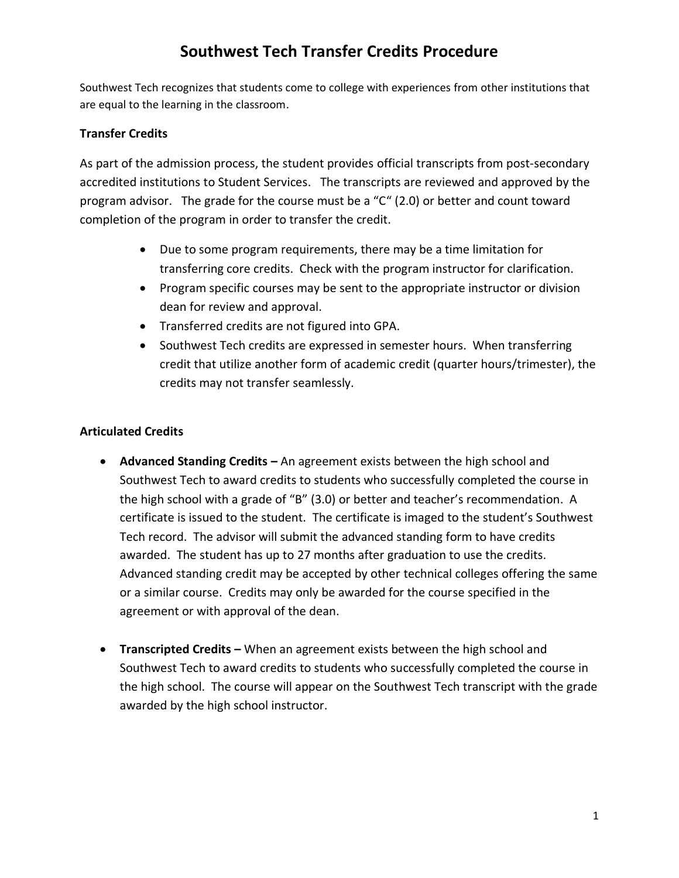# Southwest Tech Transfer Credits Procedure

Southwest Tech recognizes that students come to college with experiences from other institutions that are equal to the learning in the classroom.

### Transfer Credits

As part of the admission process, the student provides official transcripts from post-secondary accredited institutions to Student Services. The transcripts are reviewed and approved by the program advisor. The grade for the course must be a "C" (2.0) or better and count toward completion of the program in order to transfer the credit.

- Due to some program requirements, there may be a time limitation for transferring core credits. Check with the program instructor for clarification.
- Program specific courses may be sent to the appropriate instructor or division dean for review and approval.
- Transferred credits are not figured into GPA.
- Southwest Tech credits are expressed in semester hours. When transferring credit that utilize another form of academic credit (quarter hours/trimester), the credits may not transfer seamlessly.

### Articulated Credits

- **Advanced Standing Credits –** An agreement exists between the high school and Southwest Tech to award credits to students who successfully completed the course in the high school with a grade of "B" (3.0) or better and teacher's recommendation. A certificate is issued to the student. The certificate is imaged to the student's Southwest Tech record. The advisor will submit the advanced standing form to have credits awarded. The student has up to 27 months after graduation to use the credits. Advanced standing credit may be accepted by other technical colleges offering the same or a similar course. Credits may only be awarded for the course specified in the agreement or with approval of the dean.

- **Transcripted Credits –** When an agreement exists between the high school and Southwest Tech to award credits to students who successfully completed the course in the high school. The course will appear on the Southwest Tech transcript with the grade awarded by the high school instructor.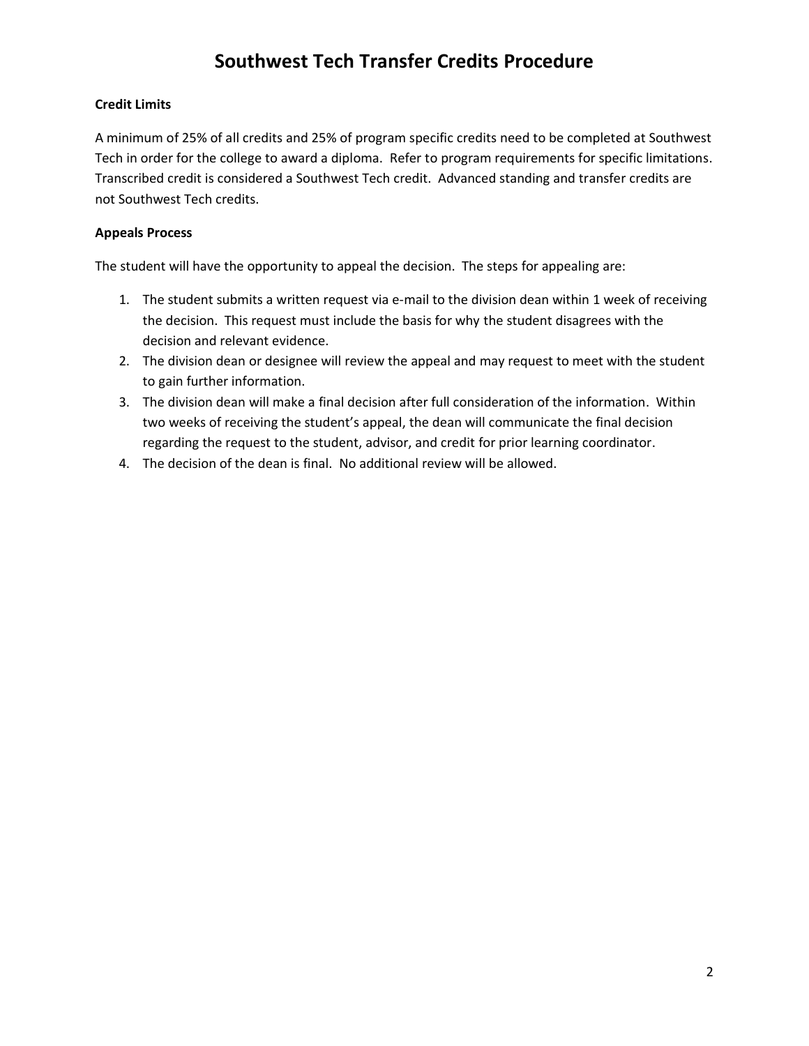# Southwest Tech Transfer Credits Procedure

**Credit Limits**

A minimum of 25% of all credits and 25% of program specific credits need to be completed at Southwest Tech in order for the college to award a diploma. Refer to program requirements for specific limitations. Transcribed credit is considered a Southwest Tech credit. Advanced standing and transfer credits are not Southwest Tech credits.

**Appeals Process**

The student will have the opportunity to appeal the decision. The steps for appealing are:

1. The student submits a written request via e-mail to the division dean within 1 week of receiving the decision. This request must include the basis for why the student disagrees with the decision and relevant evidence.
2. The division dean or designee will review the appeal and may request to meet with the student to gain further information.
3. The division dean will make a final decision after full consideration of the information. Within two weeks of receiving the student's appeal, the dean will communicate the final decision regarding the request to the student, advisor, and credit for prior learning coordinator.
4. The decision of the dean is final. No additional review will be allowed.